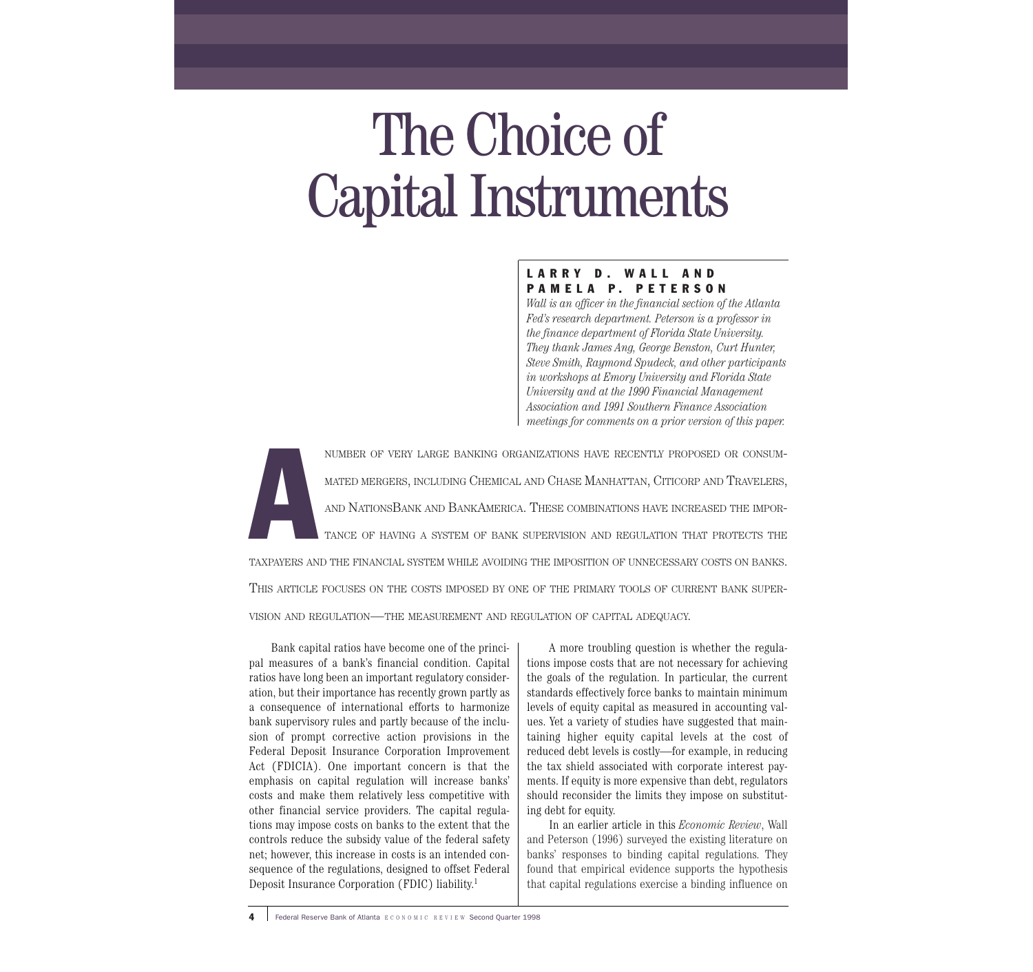# The Choice of Capital Instruments

**LARRY D. WALL AND PAMELA P. PETERSON**

*Wall is an officer in the financial section of the Atlanta Fed's research department. Peterson is a professor in the finance department of Florida State University. They thank James Ang, George Benston, Curt Hunter, Steve Smith, Raymond Spudeck, and other participants in workshops at Emory University and Florida State University and at the 1990 Financial Management Association and 1991 Southern Finance Association meetings for comments on a prior version of this paper.*

A NUMBER OF VERY LARGE BANKING ORGANIZATIONS HAVE RECENTLY PROPOSED OR CONSUMMATED MERGERS, INCLUDING CHEMICAL AND CHASE MANHATTAN, CITICORP AND TRAVELERS, AND NATIONSBANK AND BANKAMERICA. THESE COMBINATIONS HAVE INCREASED THE IMPORTANCE OF HAVING A SYSTEM OF BANK SUPERVISION AND REGULATION THAT PROTECTS THE TAXPAYERS AND THE FINANCIAL SYSTEM WHILE AVOIDING THE IMPOSITION OF UNNECESSARY COSTS ON BANKS. THIS ARTICLE FOCUSES ON THE COSTS IMPOSED BY ONE OF THE PRIMARY TOOLS OF CURRENT BANK SUPERVISION AND REGULATION—THE MEASUREMENT AND REGULATION OF CAPITAL ADEQUACY.

Bank capital ratios have become one of the principal measures of a bank's financial condition. Capital ratios have long been an important regulatory consideration, but their importance has recently grown partly as a consequence of international efforts to harmonize bank supervisory rules and partly because of the inclusion of prompt corrective action provisions in the Federal Deposit Insurance Corporation Improvement Act (FDICIA). One important concern is that the emphasis on capital regulation will increase banks' costs and make them relatively less competitive with other financial service providers. The capital regulations may impose costs on banks to the extent that the controls reduce the subsidy value of the federal safety net; however, this increase in costs is an intended consequence of the regulations, designed to offset Federal Deposit Insurance Corporation (FDIC) liability.[1]

A more troubling question is whether the regulations impose costs that are not necessary for achieving the goals of the regulation. In particular, the current standards effectively force banks to maintain minimum levels of equity capital as measured in accounting values. Yet a variety of studies have suggested that maintaining higher equity capital levels at the cost of reduced debt levels is costly—for example, in reducing the tax shield associated with corporate interest payments. If equity is more expensive than debt, regulators should reconsider the limits they impose on substituting debt for equity.

In an earlier article in this *Economic Review*, Wall and Peterson (1996) surveyed the existing literature on banks' responses to binding capital regulations. They found that empirical evidence supports the hypothesis that capital regulations exercise a binding influence on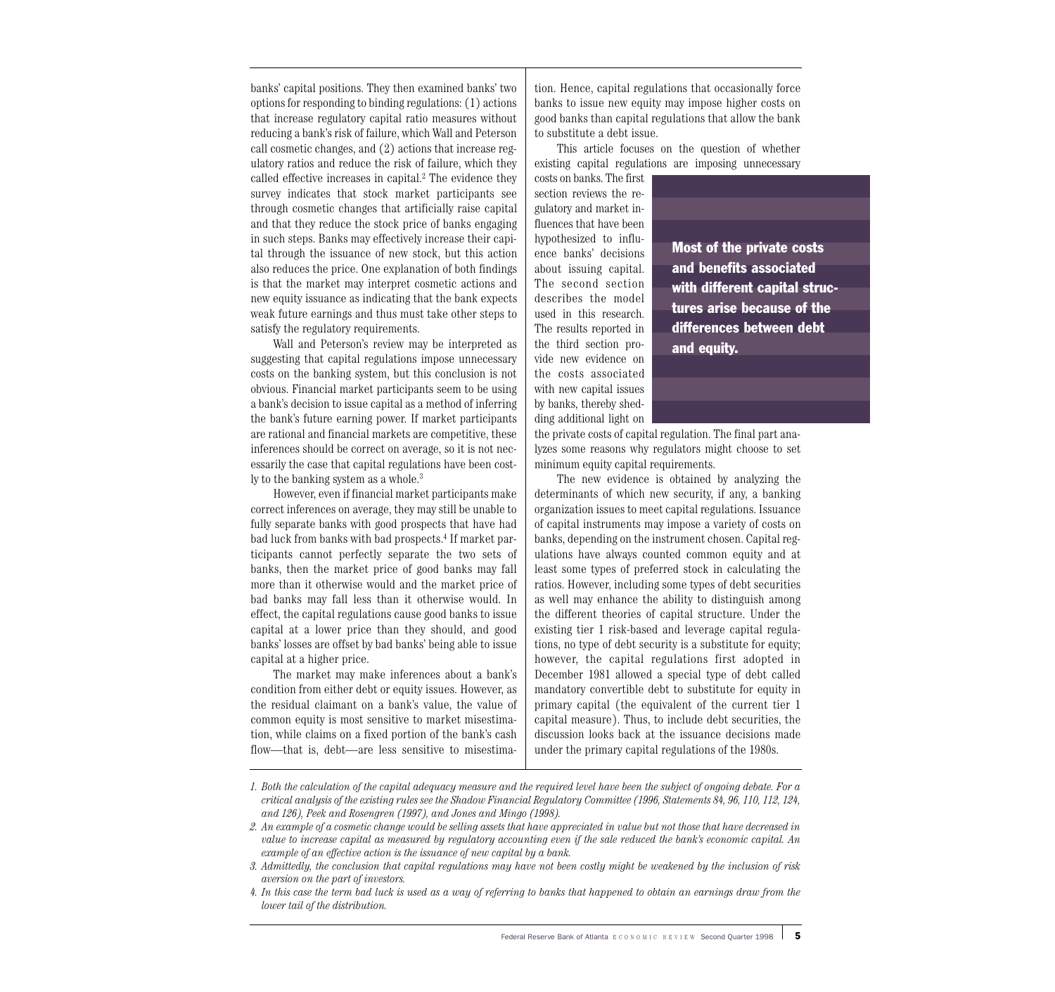banks' capital positions. They then examined banks' two options for responding to binding regulations: (1) actions that increase regulatory capital ratio measures without reducing a bank's risk of failure, which Wall and Peterson call cosmetic changes, and (2) actions that increase regulatory ratios and reduce the risk of failure, which they called effective increases in capital.[2] The evidence they survey indicates that stock market participants see through cosmetic changes that artificially raise capital and that they reduce the stock price of banks engaging in such steps. Banks may effectively increase their capital through the issuance of new stock, but this action also reduces the price. One explanation of both findings is that the market may interpret cosmetic actions and new equity issuance as indicating that the bank expects weak future earnings and thus must take other steps to satisfy the regulatory requirements.

Wall and Peterson's review may be interpreted as suggesting that capital regulations impose unnecessary costs on the banking system, but this conclusion is not obvious. Financial market participants seem to be using a bank's decision to issue capital as a method of inferring the bank's future earning power. If market participants are rational and financial markets are competitive, these inferences should be correct on average, so it is not necessarily the case that capital regulations have been costly to the banking system as a whole.[3]

However, even if financial market participants make correct inferences on average, they may still be unable to fully separate banks with good prospects that have had bad luck from banks with bad prospects.[4] If market participants cannot perfectly separate the two sets of banks, then the market price of good banks may fall more than it otherwise would and the market price of bad banks may fall less than it otherwise would. In effect, the capital regulations cause good banks to issue capital at a lower price than they should, and good banks' losses are offset by bad banks' being able to issue capital at a higher price.

The market may make inferences about a bank's condition from either debt or equity issues. However, as the residual claimant on a bank's value, the value of common equity is most sensitive to market misestimation, while claims on a fixed portion of the bank's cash flow—that is, debt—are less sensitive to misestimation. Hence, capital regulations that occasionally force banks to issue new equity may impose higher costs on good banks than capital regulations that allow the bank to substitute a debt issue.

This article focuses on the question of whether existing capital regulations are imposing unnecessary costs on banks. The first section reviews the regulatory and market influences that have been hypothesized to influence banks' decisions about issuing capital. The second section describes the model used in this research. The results reported in the third section provide new evidence on the costs associated with new capital issues by banks, thereby shedding additional light on the private costs of capital regulation. The final part analyzes some reasons why regulators might choose to set minimum equity capital requirements.

**Most of the private costs and benefits associated with different capital structures arise because of the differences between debt and equity.**

The new evidence is obtained by analyzing the determinants of which new security, if any, a banking organization issues to meet capital regulations. Issuance of capital instruments may impose a variety of costs on banks, depending on the instrument chosen. Capital regulations have always counted common equity and at least some types of preferred stock in calculating the ratios. However, including some types of debt securities as well may enhance the ability to distinguish among the different theories of capital structure. Under the existing tier 1 risk-based and leverage capital regulations, no type of debt security is a substitute for equity; however, the capital regulations first adopted in December 1981 allowed a special type of debt called mandatory convertible debt to substitute for equity in primary capital (the equivalent of the current tier 1 capital measure). Thus, to include debt securities, the discussion looks back at the issuance decisions made under the primary capital regulations of the 1980s.

---

1. *Both the calculation of the capital adequacy measure and the required level have been the subject of ongoing debate. For a critical analysis of the existing rules see the Shadow Financial Regulatory Committee (1996, Statements 84, 96, 110, 112, 124, and 126), Peek and Rosengren (1997), and Jones and Mingo (1998).*
2. *An example of a cosmetic change would be selling assets that have appreciated in value but not those that have decreased in value to increase capital as measured by regulatory accounting even if the sale reduced the bank's economic capital. An example of an effective action is the issuance of new capital by a bank.*
3. *Admittedly, the conclusion that capital regulations may have not been costly might be weakened by the inclusion of risk aversion on the part of investors.*
4. *In this case the term bad luck is used as a way of referring to banks that happened to obtain an earnings draw from the lower tail of the distribution.*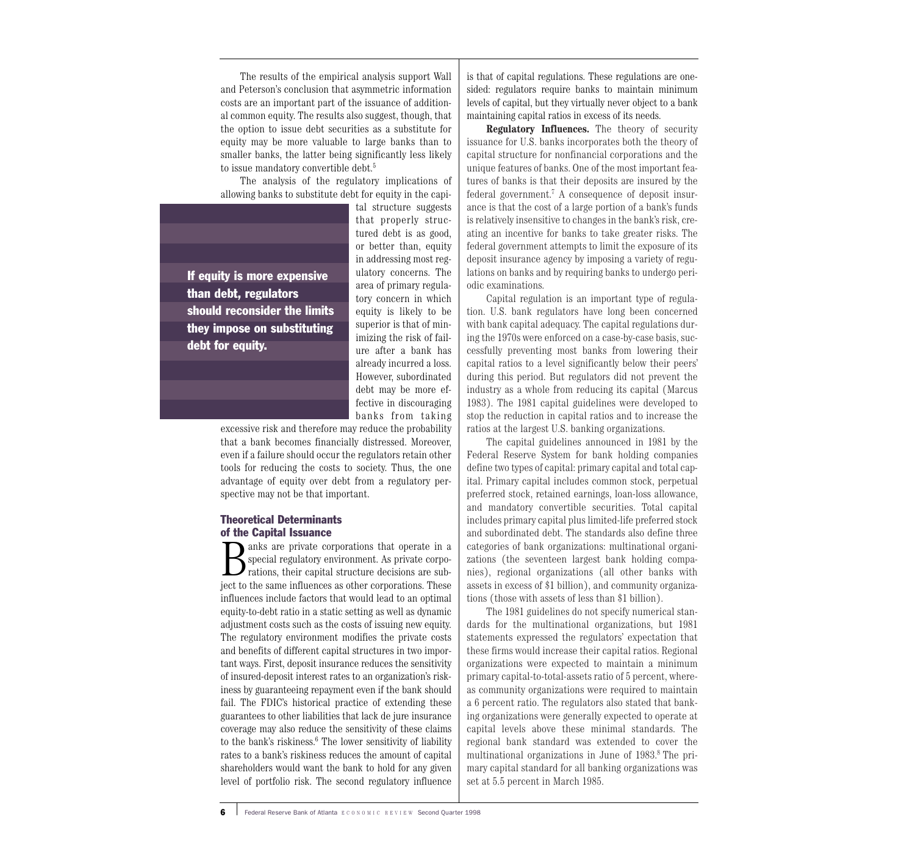The results of the empirical analysis support Wall and Peterson's conclusion that asymmetric information costs are an important part of the issuance of additional common equity. The results also suggest, though, that the option to issue debt securities as a substitute for equity may be more valuable to large banks than to smaller banks, the latter being significantly less likely to issue mandatory convertible debt.[5]

The analysis of the regulatory implications of allowing banks to substitute debt for equity in the capital structure suggests that properly structured debt is as good, or better than, equity in addressing most regulatory concerns. The area of primary regulatory concern in which equity is likely to be superior is that of minimizing the risk of failure after a bank has already incurred a loss. However, subordinated debt may be more effective in discouraging banks from taking excessive risk and therefore may reduce the probability that a bank becomes financially distressed. Moreover, even if a failure should occur the regulators retain other tools for reducing the costs to society. Thus, the one advantage of equity over debt from a regulatory perspective may not be that important.

**If equity is more expensive than debt, regulators should reconsider the limits they impose on substituting debt for equity.**

## Theoretical Determinants of the Capital Issuance

Banks are private corporations that operate in a special regulatory environment. As private corporations, their capital structure decisions are subject to the same influences as other corporations. These influences include factors that would lead to an optimal equity-to-debt ratio in a static setting as well as dynamic adjustment costs such as the costs of issuing new equity. The regulatory environment modifies the private costs and benefits of different capital structures in two important ways. First, deposit insurance reduces the sensitivity of insured-deposit interest rates to an organization's riskiness by guaranteeing repayment even if the bank should fail. The FDIC's historical practice of extending these guarantees to other liabilities that lack de jure insurance coverage may also reduce the sensitivity of these claims to the bank's riskiness.[6] The lower sensitivity of liability rates to a bank's riskiness reduces the amount of capital shareholders would want the bank to hold for any given level of portfolio risk. The second regulatory influence is that of capital regulations. These regulations are one-sided: regulators require banks to maintain minimum levels of capital, but they virtually never object to a bank maintaining capital ratios in excess of its needs.

**Regulatory Influences.** The theory of security issuance for U.S. banks incorporates both the theory of capital structure for nonfinancial corporations and the unique features of banks. One of the most important features of banks is that their deposits are insured by the federal government.[7] A consequence of deposit insurance is that the cost of a large portion of a bank's funds is relatively insensitive to changes in the bank's risk, creating an incentive for banks to take greater risks. The federal government attempts to limit the exposure of its deposit insurance agency by imposing a variety of regulations on banks and by requiring banks to undergo periodic examinations.

Capital regulation is an important type of regulation. U.S. bank regulators have long been concerned with bank capital adequacy. The capital regulations during the 1970s were enforced on a case-by-case basis, successfully preventing most banks from lowering their capital ratios to a level significantly below their peers' during this period. But regulators did not prevent the industry as a whole from reducing its capital (Marcus 1983). The 1981 capital guidelines were developed to stop the reduction in capital ratios and to increase the ratios at the largest U.S. banking organizations.

The capital guidelines announced in 1981 by the Federal Reserve System for bank holding companies define two types of capital: primary capital and total capital. Primary capital includes common stock, perpetual preferred stock, retained earnings, loan-loss allowance, and mandatory convertible securities. Total capital includes primary capital plus limited-life preferred stock and subordinated debt. The standards also define three categories of bank organizations: multinational organizations (the seventeen largest bank holding companies), regional organizations (all other banks with assets in excess of $1 billion), and community organizations (those with assets of less than $1 billion).

The 1981 guidelines do not specify numerical standards for the multinational organizations, but 1981 statements expressed the regulators' expectation that these firms would increase their capital ratios. Regional organizations were expected to maintain a minimum primary capital-to-total-assets ratio of 5 percent, whereas community organizations were required to maintain a 6 percent ratio. The regulators also stated that banking organizations were generally expected to operate at capital levels above these minimal standards. The regional bank standard was extended to cover the multinational organizations in June of 1983.[8] The primary capital standard for all banking organizations was set at 5.5 percent in March 1985.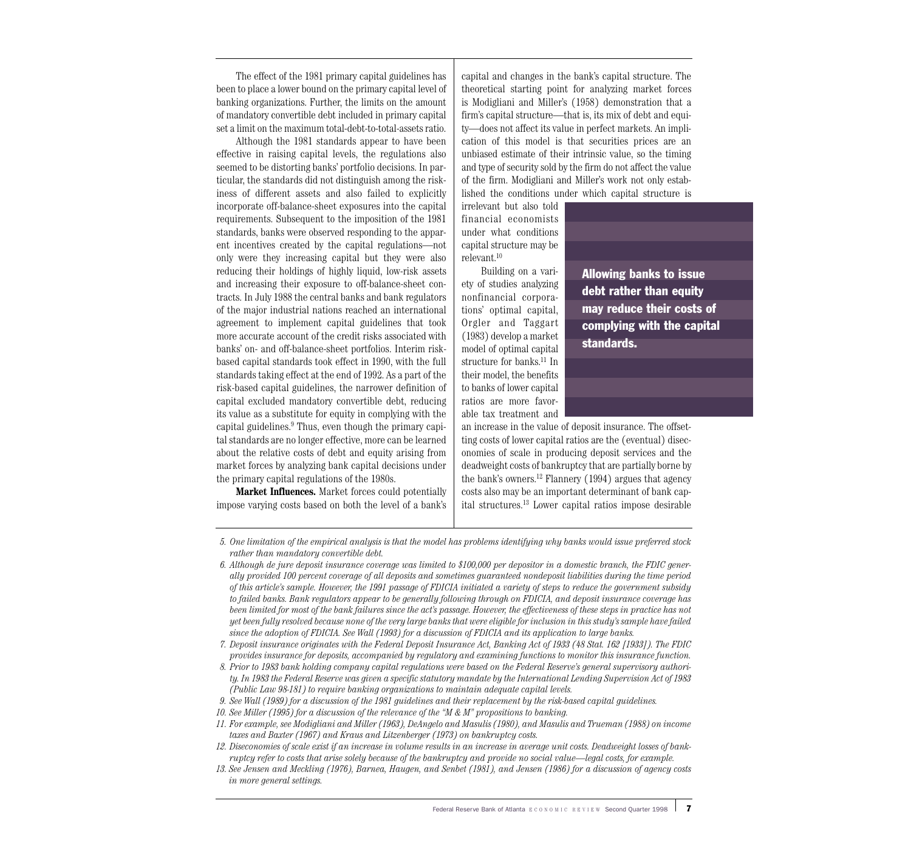The effect of the 1981 primary capital guidelines has been to place a lower bound on the primary capital level of banking organizations. Further, the limits on the amount of mandatory convertible debt included in primary capital set a limit on the maximum total-debt-to-total-assets ratio.

Although the 1981 standards appear to have been effective in raising capital levels, the regulations also seemed to be distorting banks' portfolio decisions. In particular, the standards did not distinguish among the riskiness of different assets and also failed to explicitly incorporate off-balance-sheet exposures into the capital requirements. Subsequent to the imposition of the 1981 standards, banks were observed responding to the apparent incentives created by the capital regulations—not only were they increasing capital but they were also reducing their holdings of highly liquid, low-risk assets and increasing their exposure to off-balance-sheet contracts. In July 1988 the central banks and bank regulators of the major industrial nations reached an international agreement to implement capital guidelines that took more accurate account of the credit risks associated with banks' on- and off-balance-sheet portfolios. Interim risk-based capital standards took effect in 1990, with the full standards taking effect at the end of 1992. As a part of the risk-based capital guidelines, the narrower definition of capital excluded mandatory convertible debt, reducing its value as a substitute for equity in complying with the capital guidelines.[9] Thus, even though the primary capital standards are no longer effective, more can be learned about the relative costs of debt and equity arising from market forces by analyzing bank capital decisions under the primary capital regulations of the 1980s.

**Market Influences.** Market forces could potentially impose varying costs based on both the level of a bank's capital and changes in the bank's capital structure. The theoretical starting point for analyzing market forces is Modigliani and Miller's (1958) demonstration that a firm's capital structure—that is, its mix of debt and equity—does not affect its value in perfect markets. An implication of this model is that securities prices are an unbiased estimate of their intrinsic value, so the timing and type of security sold by the firm do not affect the value of the firm. Modigliani and Miller's work not only established the conditions under which capital structure is irrelevant but also told financial economists under what conditions capital structure may be relevant.[10]

**Allowing banks to issue debt rather than equity may reduce their costs of complying with the capital standards.**

Building on a variety of studies analyzing nonfinancial corporations' optimal capital, Orgler and Taggart (1983) develop a market model of optimal capital structure for banks.[11] In their model, the benefits to banks of lower capital ratios are more favorable tax treatment and an increase in the value of deposit insurance. The offsetting costs of lower capital ratios are the (eventual) diseconomies of scale in producing deposit services and the deadweight costs of bankruptcy that are partially borne by the bank's owners.[12] Flannery (1994) argues that agency costs also may be an important determinant of bank capital structures.[13] Lower capital ratios impose desirable

---

*5. One limitation of the empirical analysis is that the model has problems identifying why banks would issue preferred stock rather than mandatory convertible debt.*

*6. Although de jure deposit insurance coverage was limited to $100,000 per depositor in a domestic branch, the FDIC generally provided 100 percent coverage of all deposits and sometimes guaranteed nondeposit liabilities during the time period of this article's sample. However, the 1991 passage of FDICIA initiated a variety of steps to reduce the government subsidy to failed banks. Bank regulators appear to be generally following through on FDICIA, and deposit insurance coverage has been limited for most of the bank failures since the act's passage. However, the effectiveness of these steps in practice has not yet been fully resolved because none of the very large banks that were eligible for inclusion in this study's sample have failed since the adoption of FDICIA. See Wall (1993) for a discussion of FDICIA and its application to large banks.*

*7. Deposit insurance originates with the Federal Deposit Insurance Act, Banking Act of 1933 (48 Stat. 162 [1933]). The FDIC provides insurance for deposits, accompanied by regulatory and examining functions to monitor this insurance function.*

*8. Prior to 1983 bank holding company capital regulations were based on the Federal Reserve's general supervisory authority. In 1983 the Federal Reserve was given a specific statutory mandate by the International Lending Supervision Act of 1983 (Public Law 98-181) to require banking organizations to maintain adequate capital levels.*

*9. See Wall (1989) for a discussion of the 1981 guidelines and their replacement by the risk-based capital guidelines.*

*10. See Miller (1995) for a discussion of the relevance of the "M & M" propositions to banking.*

*11. For example, see Modigliani and Miller (1963), DeAngelo and Masulis (1980), and Masulis and Trueman (1988) on income taxes and Baxter (1967) and Kraus and Litzenberger (1973) on bankruptcy costs.*

*12. Diseconomies of scale exist if an increase in volume results in an increase in average unit costs. Deadweight losses of bankruptcy refer to costs that arise solely because of the bankruptcy and provide no social value—legal costs, for example.*

*13. See Jensen and Meckling (1976), Barnea, Haugen, and Senbet (1981), and Jensen (1986) for a discussion of agency costs in more general settings.*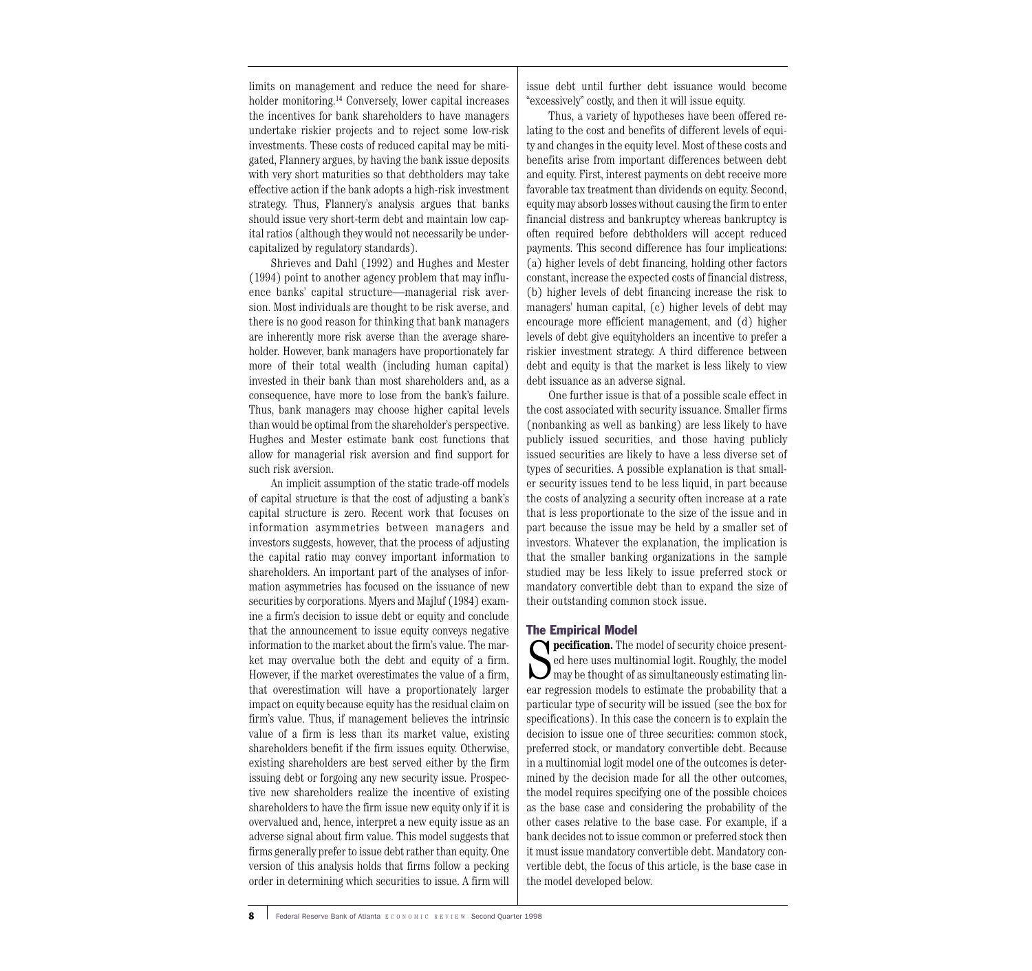limits on management and reduce the need for shareholder monitoring.[14] Conversely, lower capital increases the incentives for bank shareholders to have managers undertake riskier projects and to reject some low-risk investments. These costs of reduced capital may be mitigated, Flannery argues, by having the bank issue deposits with very short maturities so that debtholders may take effective action if the bank adopts a high-risk investment strategy. Thus, Flannery's analysis argues that banks should issue very short-term debt and maintain low capital ratios (although they would not necessarily be undercapitalized by regulatory standards).

Shrieves and Dahl (1992) and Hughes and Mester (1994) point to another agency problem that may influence banks' capital structure—managerial risk aversion. Most individuals are thought to be risk averse, and there is no good reason for thinking that bank managers are inherently more risk averse than the average shareholder. However, bank managers have proportionately far more of their total wealth (including human capital) invested in their bank than most shareholders and, as a consequence, have more to lose from the bank's failure. Thus, bank managers may choose higher capital levels than would be optimal from the shareholder's perspective. Hughes and Mester estimate bank cost functions that allow for managerial risk aversion and find support for such risk aversion.

An implicit assumption of the static trade-off models of capital structure is that the cost of adjusting a bank's capital structure is zero. Recent work that focuses on information asymmetries between managers and investors suggests, however, that the process of adjusting the capital ratio may convey important information to shareholders. An important part of the analyses of information asymmetries has focused on the issuance of new securities by corporations. Myers and Majluf (1984) examine a firm's decision to issue debt or equity and conclude that the announcement to issue equity conveys negative information to the market about the firm's value. The market may overvalue both the debt and equity of a firm. However, if the market overestimates the value of a firm, that overestimation will have a proportionately larger impact on equity because equity has the residual claim on firm's value. Thus, if management believes the intrinsic value of a firm is less than its market value, existing shareholders benefit if the firm issues equity. Otherwise, existing shareholders are best served either by the firm issuing debt or forgoing any new security issue. Prospective new shareholders realize the incentive of existing shareholders to have the firm issue new equity only if it is overvalued and, hence, interpret a new equity issue as an adverse signal about firm value. This model suggests that firms generally prefer to issue debt rather than equity. One version of this analysis holds that firms follow a pecking order in determining which securities to issue. A firm will issue debt until further debt issuance would become "excessively" costly, and then it will issue equity.

Thus, a variety of hypotheses have been offered relating to the cost and benefits of different levels of equity and changes in the equity level. Most of these costs and benefits arise from important differences between debt and equity. First, interest payments on debt receive more favorable tax treatment than dividends on equity. Second, equity may absorb losses without causing the firm to enter financial distress and bankruptcy whereas bankruptcy is often required before debtholders will accept reduced payments. This second difference has four implications: (a) higher levels of debt financing, holding other factors constant, increase the expected costs of financial distress, (b) higher levels of debt financing increase the risk to managers' human capital, (c) higher levels of debt may encourage more efficient management, and (d) higher levels of debt give equityholders an incentive to prefer a riskier investment strategy. A third difference between debt and equity is that the market is less likely to view debt issuance as an adverse signal.

One further issue is that of a possible scale effect in the cost associated with security issuance. Smaller firms (nonbanking as well as banking) are less likely to have publicly issued securities, and those having publicly issued securities are likely to have a less diverse set of types of securities. A possible explanation is that smaller security issues tend to be less liquid, in part because the costs of analyzing a security often increase at a rate that is less proportionate to the size of the issue and in part because the issue may be held by a smaller set of investors. Whatever the explanation, the implication is that the smaller banking organizations in the sample studied may be less likely to issue preferred stock or mandatory convertible debt than to expand the size of their outstanding common stock issue.

## The Empirical Model

**Specification.** The model of security choice presented here uses multinomial logit. Roughly, the model may be thought of as simultaneously estimating linear regression models to estimate the probability that a particular type of security will be issued (see the box for specifications). In this case the concern is to explain the decision to issue one of three securities: common stock, preferred stock, or mandatory convertible debt. Because in a multinomial logit model one of the outcomes is determined by the decision made for all the other outcomes, the model requires specifying one of the possible choices as the base case and considering the probability of the other cases relative to the base case. For example, if a bank decides not to issue common or preferred stock then it must issue mandatory convertible debt. Mandatory convertible debt, the focus of this article, is the base case in the model developed below.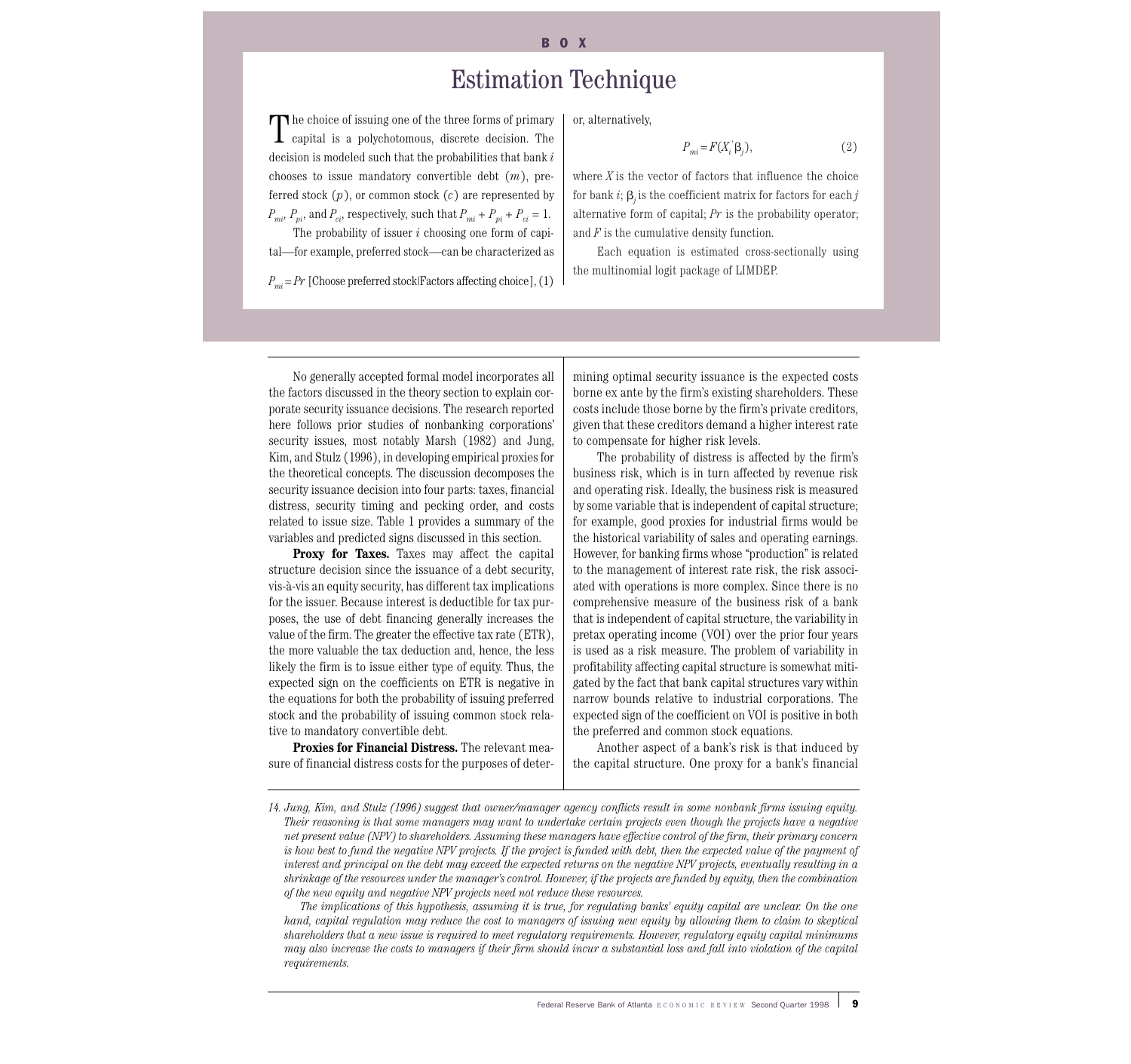## BOX

# Estimation Technique

The choice of issuing one of the three forms of primary capital is a polychotomous, discrete decision. The decision is modeled such that the probabilities that bank $i$ chooses to issue mandatory convertible debt ($m$), preferred stock ($p$), or common stock ($c$) are represented by $P_{mi}$, $P_{pi}$, and $P_{ci}$, respectively, such that $P_{mi} + P_{pi} + P_{ci} = 1$.

The probability of issuer $i$ choosing one form of capital—for example, preferred stock—can be characterized as

$$P_{mi} = Pr \text{ [Choose preferred stock|Factors affecting choice]}, \quad (1)$$

or, alternatively,

$$P_{mi} = F(X_i' \beta_j), \quad (2)$$

where $X$ is the vector of factors that influence the choice for bank $i$; $\beta_j$ is the coefficient matrix for factors for each $j$ alternative form of capital; $Pr$ is the probability operator; and $F$ is the cumulative density function.

Each equation is estimated cross-sectionally using the multinomial logit package of LIMDEP.

---

No generally accepted formal model incorporates all the factors discussed in the theory section to explain corporate security issuance decisions. The research reported here follows prior studies of nonbanking corporations' security issues, most notably Marsh (1982) and Jung, Kim, and Stulz (1996), in developing empirical proxies for the theoretical concepts. The discussion decomposes the security issuance decision into four parts: taxes, financial distress, security timing and pecking order, and costs related to issue size. Table 1 provides a summary of the variables and predicted signs discussed in this section.

**Proxy for Taxes.** Taxes may affect the capital structure decision since the issuance of a debt security, vis-à-vis an equity security, has different tax implications for the issuer. Because interest is deductible for tax purposes, the use of debt financing generally increases the value of the firm. The greater the effective tax rate (ETR), the more valuable the tax deduction and, hence, the less likely the firm is to issue either type of equity. Thus, the expected sign on the coefficients on ETR is negative in the equations for both the probability of issuing preferred stock and the probability of issuing common stock relative to mandatory convertible debt.

**Proxies for Financial Distress.** The relevant measure of financial distress costs for the purposes of determining optimal security issuance is the expected costs borne ex ante by the firm's existing shareholders. These costs include those borne by the firm's private creditors, given that these creditors demand a higher interest rate to compensate for higher risk levels.

The probability of distress is affected by the firm's business risk, which is in turn affected by revenue risk and operating risk. Ideally, the business risk is measured by some variable that is independent of capital structure; for example, good proxies for industrial firms would be the historical variability of sales and operating earnings. However, for banking firms whose "production" is related to the management of interest rate risk, the risk associated with operations is more complex. Since there is no comprehensive measure of the business risk of a bank that is independent of capital structure, the variability in pretax operating income (VOI) over the prior four years is used as a risk measure. The problem of variability in profitability affecting capital structure is somewhat mitigated by the fact that bank capital structures vary within narrow bounds relative to industrial corporations. The expected sign of the coefficient on VOI is positive in both the preferred and common stock equations.

Another aspect of a bank's risk is that induced by the capital structure. One proxy for a bank's financial

---

*14. Jung, Kim, and Stulz (1996) suggest that owner/manager agency conflicts result in some nonbank firms issuing equity. Their reasoning is that some managers may want to undertake certain projects even though the projects have a negative net present value (NPV) to shareholders. Assuming these managers have effective control of the firm, their primary concern is how best to fund the negative NPV projects. If the project is funded with debt, then the expected value of the payment of interest and principal on the debt may exceed the expected returns on the negative NPV projects, eventually resulting in a shrinkage of the resources under the manager's control. However, if the projects are funded by equity, then the combination of the new equity and negative NPV projects need not reduce these resources.*

*The implications of this hypothesis, assuming it is true, for regulating banks' equity capital are unclear. On the one hand, capital regulation may reduce the cost to managers of issuing new equity by allowing them to claim to skeptical shareholders that a new issue is required to meet regulatory requirements. However, regulatory equity capital minimums may also increase the costs to managers if their firm should incur a substantial loss and fall into violation of the capital requirements.*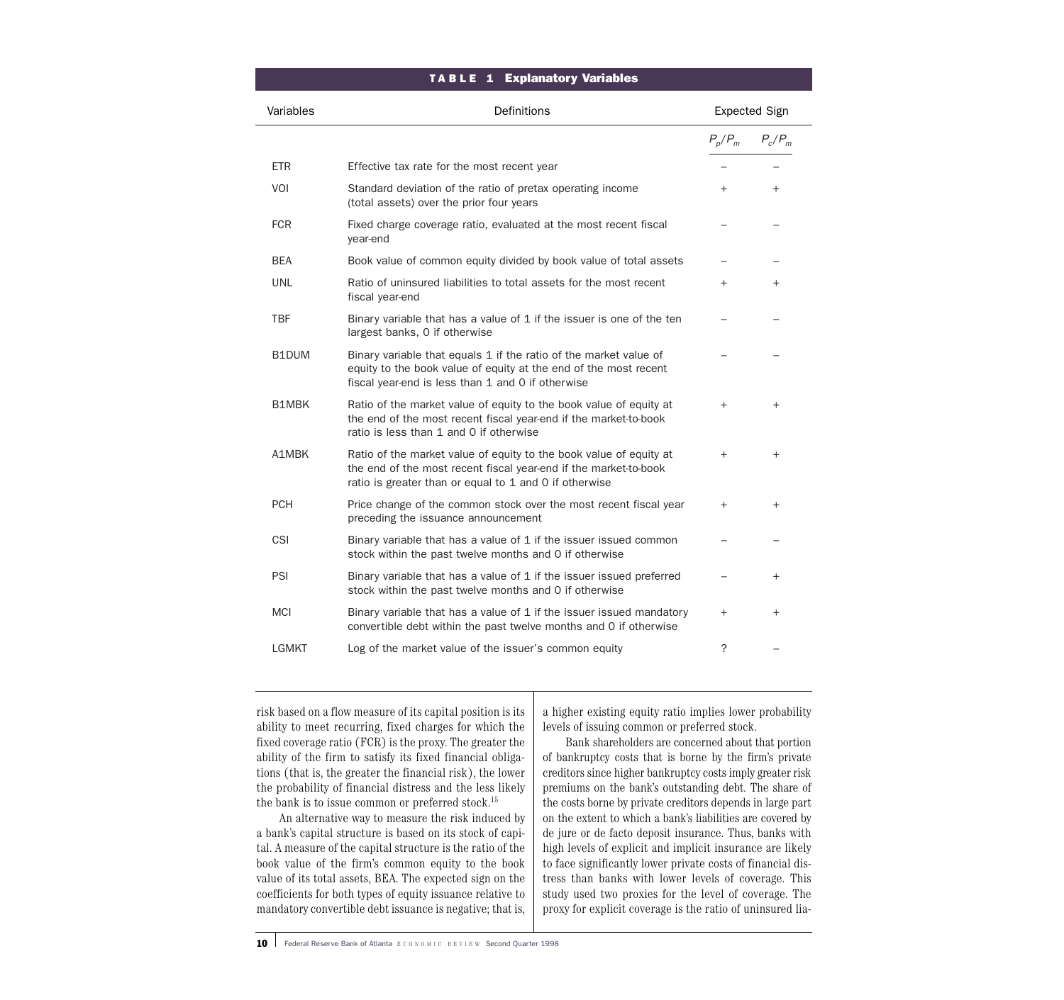**TABLE 1 Explanatory Variables**

| Variables | Definitions | Expected Sign | |
|---|---|---|---|
| | | $P_p/P_m$ | $P_c/P_m$ |
| ETR | Effective tax rate for the most recent year | – | – |
| VOI | Standard deviation of the ratio of pretax operating income (total assets) over the prior four years | + | + |
| FCR | Fixed charge coverage ratio, evaluated at the most recent fiscal year-end | – | – |
| BEA | Book value of common equity divided by book value of total assets | – | – |
| UNL | Ratio of uninsured liabilities to total assets for the most recent fiscal year-end | + | + |
| TBF | Binary variable that has a value of 1 if the issuer is one of the ten largest banks, 0 if otherwise | – | – |
| B1DUM | Binary variable that equals 1 if the ratio of the market value of equity to the book value of equity at the end of the most recent fiscal year-end is less than 1 and 0 if otherwise | – | – |
| B1MBK | Ratio of the market value of equity to the book value of equity at the end of the most recent fiscal year-end if the market-to-book ratio is less than 1 and 0 if otherwise | + | + |
| A1MBK | Ratio of the market value of equity to the book value of equity at the end of the most recent fiscal year-end if the market-to-book ratio is greater than or equal to 1 and 0 if otherwise | + | + |
| PCH | Price change of the common stock over the most recent fiscal year preceding the issuance announcement | + | + |
| CSI | Binary variable that has a value of 1 if the issuer issued common stock within the past twelve months and 0 if otherwise | – | – |
| PSI | Binary variable that has a value of 1 if the issuer issued preferred stock within the past twelve months and 0 if otherwise | – | + |
| MCI | Binary variable that has a value of 1 if the issuer issued mandatory convertible debt within the past twelve months and 0 if otherwise | + | + |
| LGMKT | Log of the market value of the issuer's common equity | ? | – |

risk based on a flow measure of its capital position is its ability to meet recurring, fixed charges for which the fixed coverage ratio (FCR) is the proxy. The greater the ability of the firm to satisfy its fixed financial obligations (that is, the greater the financial risk), the lower the probability of financial distress and the less likely the bank is to issue common or preferred stock.[15]

An alternative way to measure the risk induced by a bank's capital structure is based on its stock of capital. A measure of the capital structure is the ratio of the book value of the firm's common equity to the book value of its total assets, BEA. The expected sign on the coefficients for both types of equity issuance relative to mandatory convertible debt issuance is negative; that is, a higher existing equity ratio implies lower probability levels of issuing common or preferred stock.

Bank shareholders are concerned about that portion of bankruptcy costs that is borne by the firm's private creditors since higher bankruptcy costs imply greater risk premiums on the bank's outstanding debt. The share of the costs borne by private creditors depends in large part on the extent to which a bank's liabilities are covered by de jure or de facto deposit insurance. Thus, banks with high levels of explicit and implicit insurance are likely to face significantly lower private costs of financial distress than banks with lower levels of coverage. This study used two proxies for the level of coverage. The proxy for explicit coverage is the ratio of uninsured lia-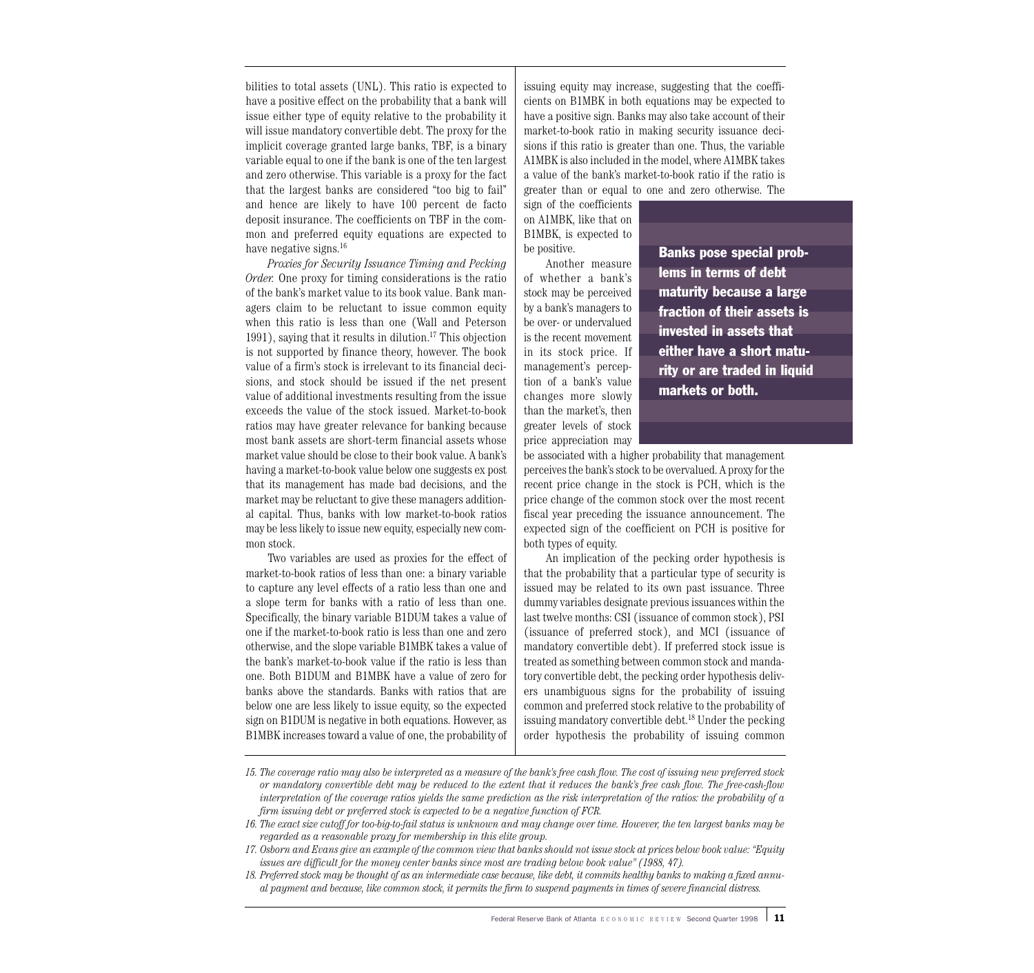bilities to total assets (UNL). This ratio is expected to have a positive effect on the probability that a bank will issue either type of equity relative to the probability it will issue mandatory convertible debt. The proxy for the implicit coverage granted large banks, TBF, is a binary variable equal to one if the bank is one of the ten largest and zero otherwise. This variable is a proxy for the fact that the largest banks are considered "too big to fail" and hence are likely to have 100 percent de facto deposit insurance. The coefficients on TBF in the common and preferred equity equations are expected to have negative signs.[16]

*Proxies for Security Issuance Timing and Pecking Order.* One proxy for timing considerations is the ratio of the bank's market value to its book value. Bank managers claim to be reluctant to issue common equity when this ratio is less than one (Wall and Peterson 1991), saying that it results in dilution.[17] This objection is not supported by finance theory, however. The book value of a firm's stock is irrelevant to its financial decisions, and stock should be issued if the net present value of additional investments resulting from the issue exceeds the value of the stock issued. Market-to-book ratios may have greater relevance for banking because most bank assets are short-term financial assets whose market value should be close to their book value. A bank's having a market-to-book value below one suggests ex post that its management has made bad decisions, and the market may be reluctant to give these managers additional capital. Thus, banks with low market-to-book ratios may be less likely to issue new equity, especially new common stock.

Two variables are used as proxies for the effect of market-to-book ratios of less than one: a binary variable to capture any level effects of a ratio less than one and a slope term for banks with a ratio of less than one. Specifically, the binary variable B1DUM takes a value of one if the market-to-book ratio is less than one and zero otherwise, and the slope variable B1MBK takes a value of the bank's market-to-book value if the ratio is less than one. Both B1DUM and B1MBK have a value of zero for banks above the standards. Banks with ratios that are below one are less likely to issue equity, so the expected sign on B1DUM is negative in both equations. However, as B1MBK increases toward a value of one, the probability of issuing equity may increase, suggesting that the coefficients on B1MBK in both equations may be expected to have a positive sign. Banks may also take account of their market-to-book ratio in making security issuance decisions if this ratio is greater than one. Thus, the variable A1MBK is also included in the model, where A1MBK takes a value of the bank's market-to-book ratio if the ratio is greater than or equal to one and zero otherwise. The sign of the coefficients on A1MBK, like that on B1MBK, is expected to be positive.

**Banks pose special problems in terms of debt maturity because a large fraction of their assets is invested in assets that either have a short maturity or are traded in liquid markets or both.**

Another measure of whether a bank's stock may be perceived by a bank's managers to be over- or undervalued is the recent movement in its stock price. If management's perception of a bank's value changes more slowly than the market's, then greater levels of stock price appreciation may be associated with a higher probability that management perceives the bank's stock to be overvalued. A proxy for the recent price change in the stock is PCH, which is the price change of the common stock over the most recent fiscal year preceding the issuance announcement. The expected sign of the coefficient on PCH is positive for both types of equity.

An implication of the pecking order hypothesis is that the probability that a particular type of security is issued may be related to its own past issuance. Three dummy variables designate previous issuances within the last twelve months: CSI (issuance of common stock), PSI (issuance of preferred stock), and MCI (issuance of mandatory convertible debt). If preferred stock issue is treated as something between common stock and mandatory convertible debt, the pecking order hypothesis delivers unambiguous signs for the probability of issuing common and preferred stock relative to the probability of issuing mandatory convertible debt.[18] Under the pecking order hypothesis the probability of issuing common

---

*15. The coverage ratio may also be interpreted as a measure of the bank's free cash flow. The cost of issuing new preferred stock or mandatory convertible debt may be reduced to the extent that it reduces the bank's free cash flow. The free-cash-flow interpretation of the coverage ratios yields the same prediction as the risk interpretation of the ratios: the probability of a firm issuing debt or preferred stock is expected to be a negative function of FCR.*

*16. The exact size cutoff for too-big-to-fail status is unknown and may change over time. However, the ten largest banks may be regarded as a reasonable proxy for membership in this elite group.*

*17. Osborn and Evans give an example of the common view that banks should not issue stock at prices below book value: "Equity issues are difficult for the money center banks since most are trading below book value" (1988, 47).*

*18. Preferred stock may be thought of as an intermediate case because, like debt, it commits healthy banks to making a fixed annual payment and because, like common stock, it permits the firm to suspend payments in times of severe financial distress.*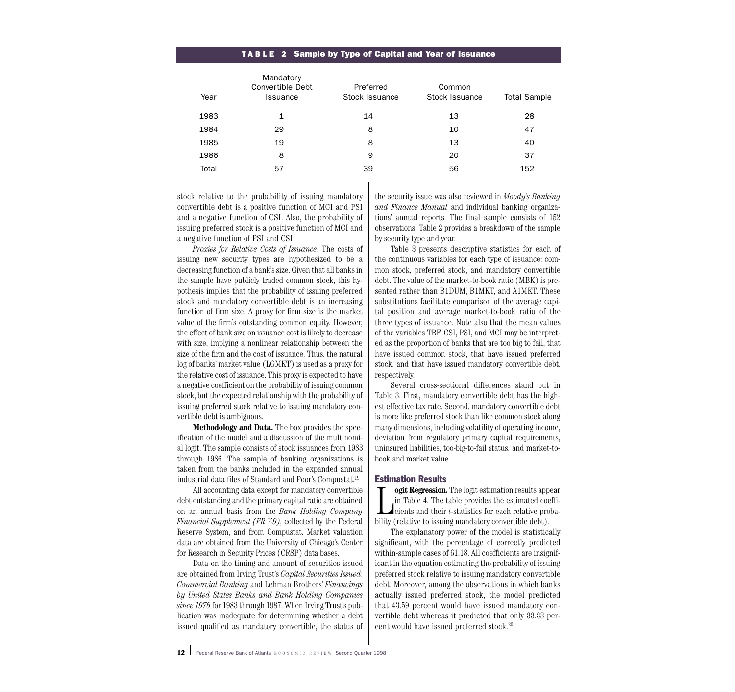**TABLE 2 Sample by Type of Capital and Year of Issuance**

| Year | Mandatory Convertible Debt Issuance | Preferred Stock Issuance | Common Stock Issuance | Total Sample |
|---|---|---|---|---|
| 1983 | 1 | 14 | 13 | 28 |
| 1984 | 29 | 8 | 10 | 47 |
| 1985 | 19 | 8 | 13 | 40 |
| 1986 | 8 | 9 | 20 | 37 |
| Total | 57 | 39 | 56 | 152 |

stock relative to the probability of issuing mandatory convertible debt is a positive function of MCI and PSI and a negative function of CSI. Also, the probability of issuing preferred stock is a positive function of MCI and a negative function of PSI and CSI.

*Proxies for Relative Costs of Issuance*. The costs of issuing new security types are hypothesized to be a decreasing function of a bank's size. Given that all banks in the sample have publicly traded common stock, this hypothesis implies that the probability of issuing preferred stock and mandatory convertible debt is an increasing function of firm size. A proxy for firm size is the market value of the firm's outstanding common equity. However, the effect of bank size on issuance cost is likely to decrease with size, implying a nonlinear relationship between the size of the firm and the cost of issuance. Thus, the natural log of banks' market value (LGMKT) is used as a proxy for the relative cost of issuance. This proxy is expected to have a negative coefficient on the probability of issuing common stock, but the expected relationship with the probability of issuing preferred stock relative to issuing mandatory convertible debt is ambiguous.

**Methodology and Data.** The box provides the specification of the model and a discussion of the multinomial logit. The sample consists of stock issuances from 1983 through 1986. The sample of banking organizations is taken from the banks included in the expanded annual industrial data files of Standard and Poor's Compustat.[19]

All accounting data except for mandatory convertible debt outstanding and the primary capital ratio are obtained on an annual basis from the *Bank Holding Company Financial Supplement (FR Y-9)*, collected by the Federal Reserve System, and from Compustat. Market valuation data are obtained from the University of Chicago's Center for Research in Security Prices (CRSP) data bases.

Data on the timing and amount of securities issued are obtained from Irving Trust's *Capital Securities Issued: Commercial Banking* and Lehman Brothers' *Financings by United States Banks and Bank Holding Companies since 1976* for 1983 through 1987. When Irving Trust's publication was inadequate for determining whether a debt issued qualified as mandatory convertible, the status of the security issue was also reviewed in *Moody's Banking and Finance Manual* and individual banking organizations' annual reports. The final sample consists of 152 observations. Table 2 provides a breakdown of the sample by security type and year.

Table 3 presents descriptive statistics for each of the continuous variables for each type of issuance: common stock, preferred stock, and mandatory convertible debt. The value of the market-to-book ratio (MBK) is presented rather than B1DUM, B1MKT, and A1MKT. These substitutions facilitate comparison of the average capital position and average market-to-book ratio of the three types of issuance. Note also that the mean values of the variables TBF, CSI, PSI, and MCI may be interpreted as the proportion of banks that are too big to fail, that have issued common stock, that have issued preferred stock, and that have issued mandatory convertible debt, respectively.

Several cross-sectional differences stand out in Table 3. First, mandatory convertible debt has the highest effective tax rate. Second, mandatory convertible debt is more like preferred stock than like common stock along many dimensions, including volatility of operating income, deviation from regulatory primary capital requirements, uninsured liabilities, too-big-to-fail status, and market-to-book and market value.

## Estimation Results

**Logit Regression.** The logit estimation results appear in Table 4. The table provides the estimated coefficients and their *t*-statistics for each relative probability (relative to issuing mandatory convertible debt).

The explanatory power of the model is statistically significant, with the percentage of correctly predicted within-sample cases of 61.18. All coefficients are insignificant in the equation estimating the probability of issuing preferred stock relative to issuing mandatory convertible debt. Moreover, among the observations in which banks actually issued preferred stock, the model predicted that 43.59 percent would have issued mandatory convertible debt whereas it predicted that only 33.33 percent would have issued preferred stock.[20]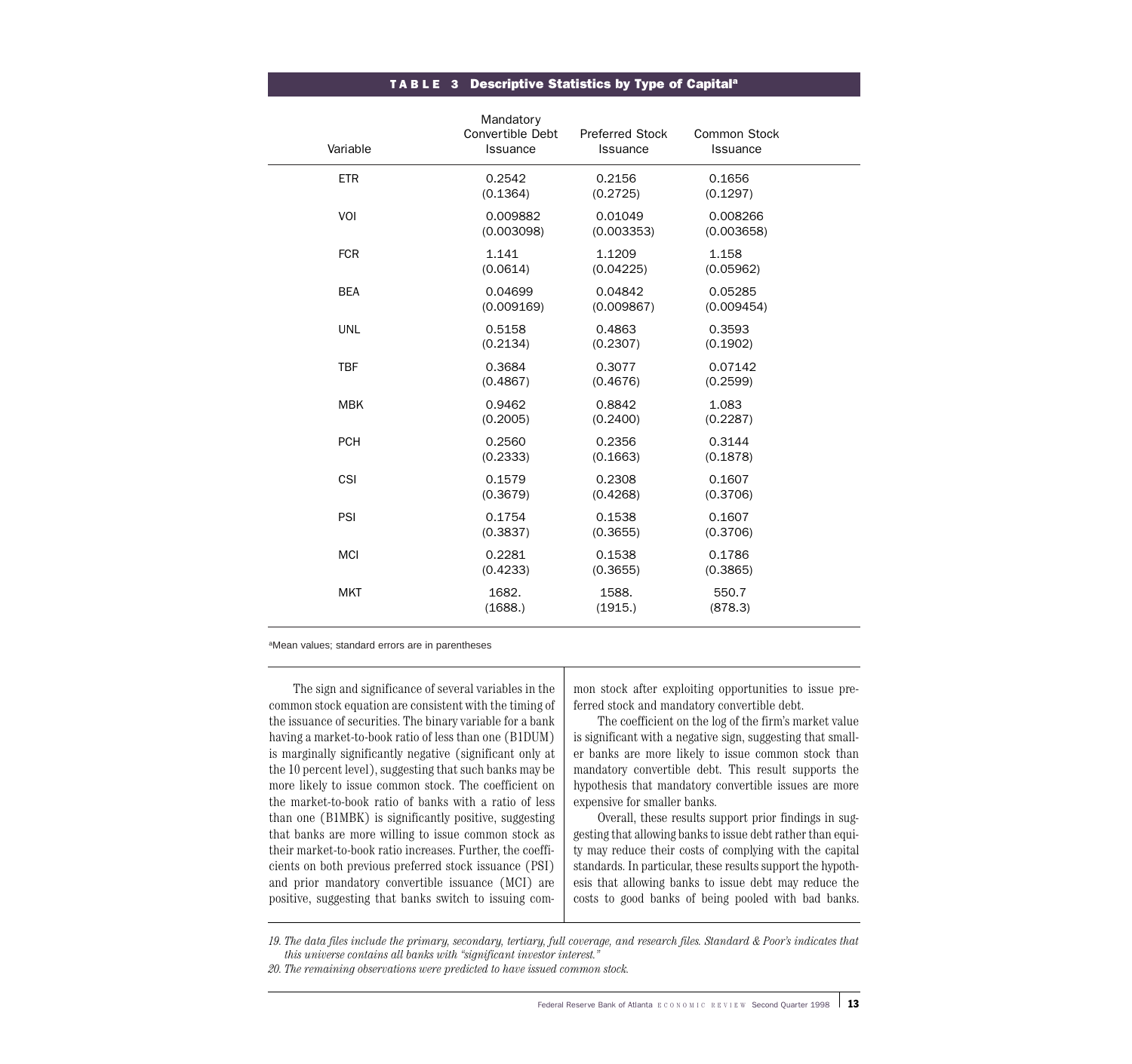**TABLE 3 Descriptive Statistics by Type of Capital**[a]

| Variable | Mandatory Convertible Debt Issuance | Preferred Stock Issuance | Common Stock Issuance |
|---|---|---|---|
| ETR | 0.2542<br>(0.1364) | 0.2156<br>(0.2725) | 0.1656<br>(0.1297) |
| VOI | 0.009882<br>(0.003098) | 0.01049<br>(0.003353) | 0.008266<br>(0.003658) |
| FCR | 1.141<br>(0.0614) | 1.1209<br>(0.04225) | 1.158<br>(0.05962) |
| BEA | 0.04699<br>(0.009169) | 0.04842<br>(0.009867) | 0.05285<br>(0.009454) |
| UNL | 0.5158<br>(0.2134) | 0.4863<br>(0.2307) | 0.3593<br>(0.1902) |
| TBF | 0.3684<br>(0.4867) | 0.3077<br>(0.4676) | 0.07142<br>(0.2599) |
| MBK | 0.9462<br>(0.2005) | 0.8842<br>(0.2400) | 1.083<br>(0.2287) |
| PCH | 0.2560<br>(0.2333) | 0.2356<br>(0.1663) | 0.3144<br>(0.1878) |
| CSI | 0.1579<br>(0.3679) | 0.2308<br>(0.4268) | 0.1607<br>(0.3706) |
| PSI | 0.1754<br>(0.3837) | 0.1538<br>(0.3655) | 0.1607<br>(0.3706) |
| MCI | 0.2281<br>(0.4233) | 0.1538<br>(0.3655) | 0.1786<br>(0.3865) |
| MKT | 1682.<br>(1688.) | 1588.<br>(1915.) | 550.7<br>(878.3) |

[a]Mean values; standard errors are in parentheses

The sign and significance of several variables in the common stock equation are consistent with the timing of the issuance of securities. The binary variable for a bank having a market-to-book ratio of less than one (B1DUM) is marginally significantly negative (significant only at the 10 percent level), suggesting that such banks may be more likely to issue common stock. The coefficient on the market-to-book ratio of banks with a ratio of less than one (B1MBK) is significantly positive, suggesting that banks are more willing to issue common stock as their market-to-book ratio increases. Further, the coefficients on both previous preferred stock issuance (PSI) and prior mandatory convertible issuance (MCI) are positive, suggesting that banks switch to issuing common stock after exploiting opportunities to issue preferred stock and mandatory convertible debt.

The coefficient on the log of the firm's market value is significant with a negative sign, suggesting that smaller banks are more likely to issue common stock than mandatory convertible debt. This result supports the hypothesis that mandatory convertible issues are more expensive for smaller banks.

Overall, these results support prior findings in suggesting that allowing banks to issue debt rather than equity may reduce their costs of complying with the capital standards. In particular, these results support the hypothesis that allowing banks to issue debt may reduce the costs to good banks of being pooled with bad banks.

*19. The data files include the primary, secondary, tertiary, full coverage, and research files. Standard & Poor's indicates that this universe contains all banks with "significant investor interest."*

*20. The remaining observations were predicted to have issued common stock.*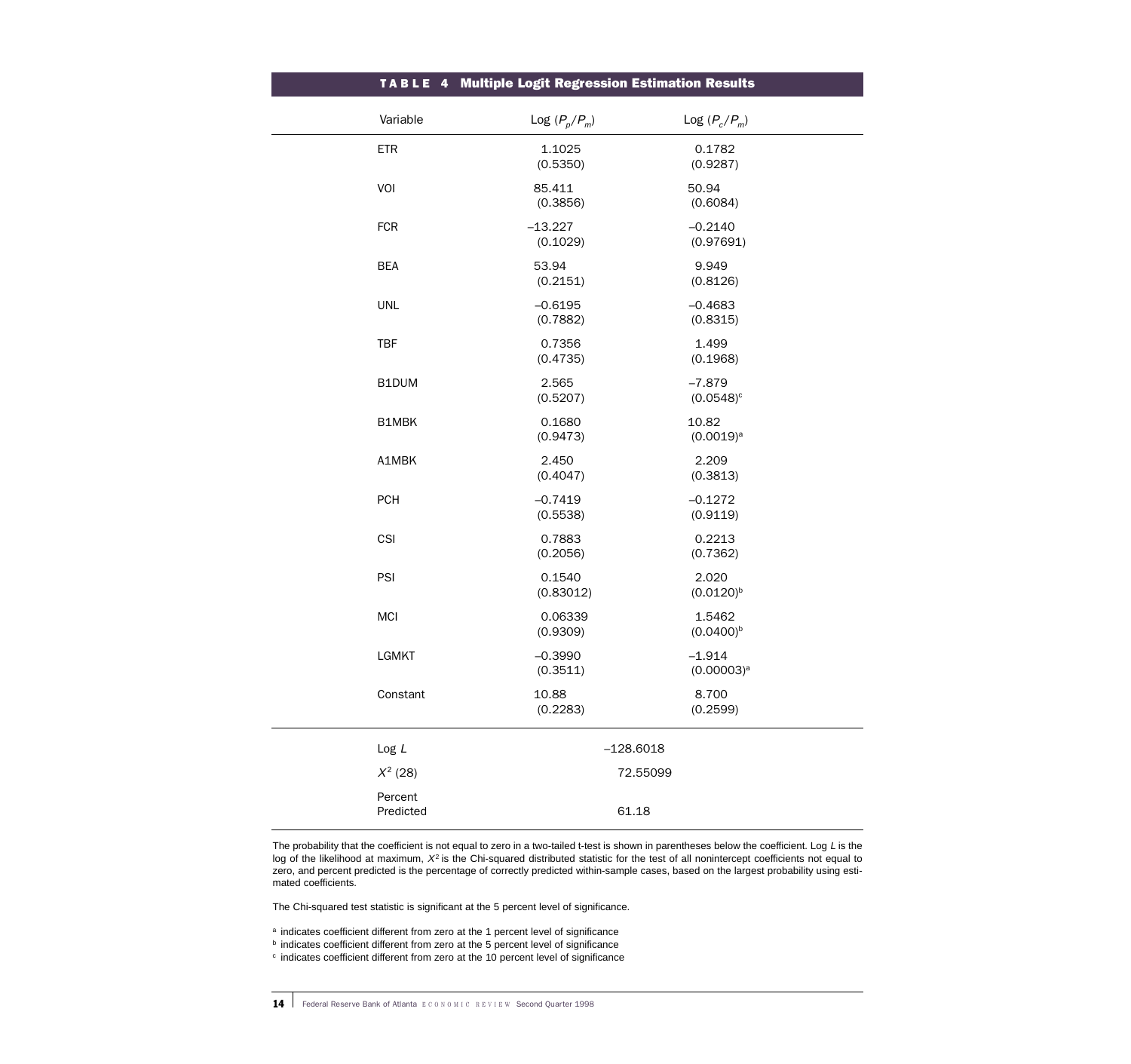**TABLE 4 Multiple Logit Regression Estimation Results**

| Variable | Log $(P_p/P_m)$ | Log $(P_c/P_m)$ |
|---|---|---|
| ETR | 1.1025 | 0.1782 |
| | (0.5350) | (0.9287) |
| VOI | 85.411 | 50.94 |
| | (0.3856) | (0.6084) |
| FCR | –13.227 | –0.2140 |
| | (0.1029) | (0.97691) |
| BEA | 53.94 | 9.949 |
| | (0.2151) | (0.8126) |
| UNL | –0.6195 | –0.4683 |
| | (0.7882) | (0.8315) |
| TBF | 0.7356 | 1.499 |
| | (0.4735) | (0.1968) |
| B1DUM | 2.565 | –7.879 |
| | (0.5207) | (0.0548)[c] |
| B1MBK | 0.1680 | 10.82 |
| | (0.9473) | (0.0019)[a] |
| A1MBK | 2.450 | 2.209 |
| | (0.4047) | (0.3813) |
| PCH | –0.7419 | –0.1272 |
| | (0.5538) | (0.9119) |
| CSI | 0.7883 | 0.2213 |
| | (0.2056) | (0.7362) |
| PSI | 0.1540 | 2.020 |
| | (0.83012) | (0.0120)[b] |
| MCI | 0.06339 | 1.5462 |
| | (0.9309) | (0.0400)[b] |
| LGMKT | –0.3990 | –1.914 |
| | (0.3511) | (0.00003)[a] |
| Constant | 10.88 | 8.700 |
| | (0.2283) | (0.2599) |
| Log *L* | –128.6018 | |
| $X^2$ (28) | 72.55099 | |
| Percent Predicted | 61.18 | |

The probability that the coefficient is not equal to zero in a two-tailed t-test is shown in parentheses below the coefficient. Log *L* is the log of the likelihood at maximum, $X^2$ is the Chi-squared distributed statistic for the test of all nonintercept coefficients not equal to zero, and percent predicted is the percentage of correctly predicted within-sample cases, based on the largest probability using estimated coefficients.

The Chi-squared test statistic is significant at the 5 percent level of significance.

[a] indicates coefficient different from zero at the 1 percent level of significance
[b] indicates coefficient different from zero at the 5 percent level of significance
[c] indicates coefficient different from zero at the 10 percent level of significance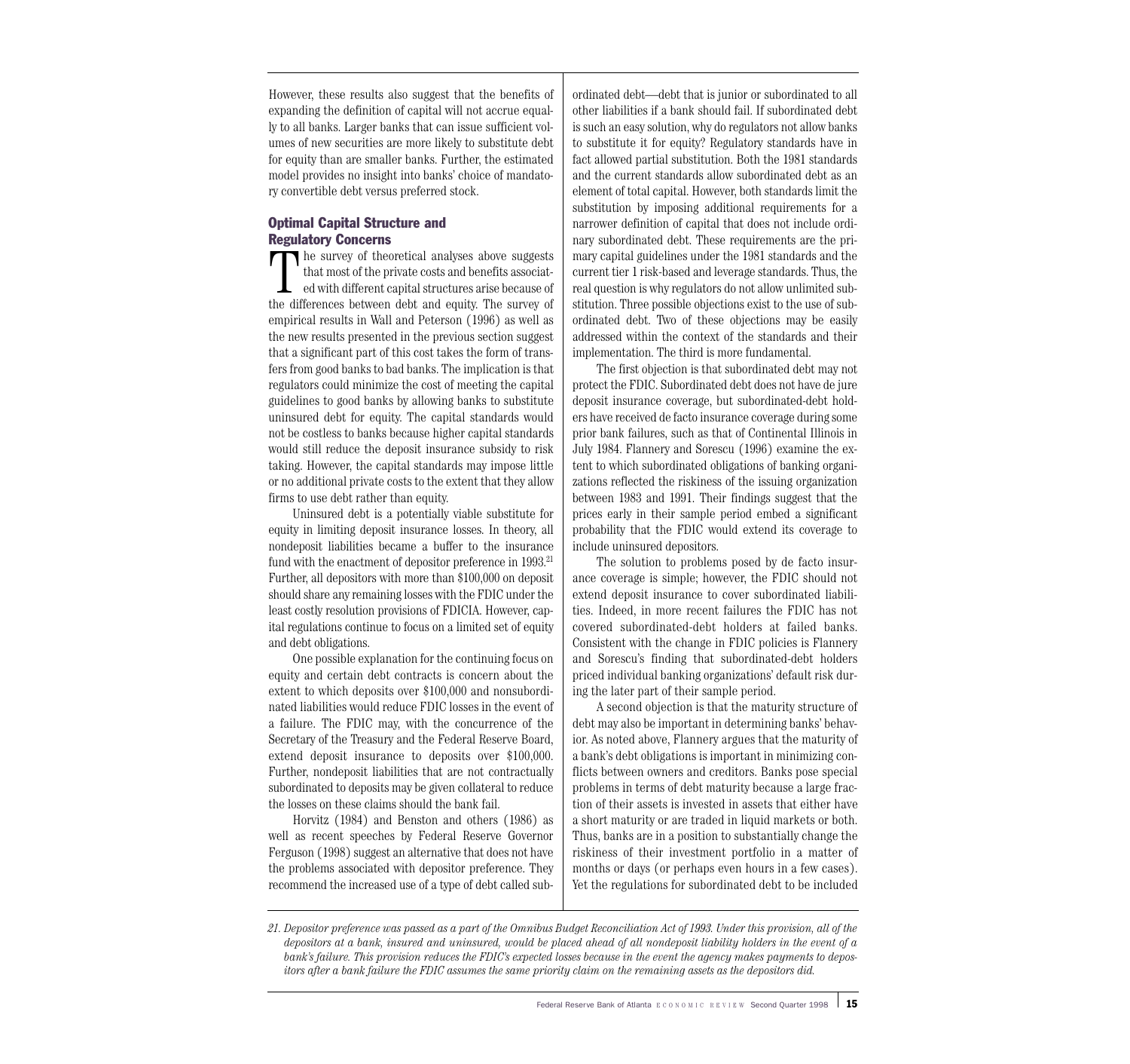However, these results also suggest that the benefits of expanding the definition of capital will not accrue equally to all banks. Larger banks that can issue sufficient volumes of new securities are more likely to substitute debt for equity than are smaller banks. Further, the estimated model provides no insight into banks' choice of mandatory convertible debt versus preferred stock.

## Optimal Capital Structure and Regulatory Concerns

The survey of theoretical analyses above suggests that most of the private costs and benefits associated with different capital structures arise because of the differences between debt and equity. The survey of empirical results in Wall and Peterson (1996) as well as the new results presented in the previous section suggest that a significant part of this cost takes the form of transfers from good banks to bad banks. The implication is that regulators could minimize the cost of meeting the capital guidelines to good banks by allowing banks to substitute uninsured debt for equity. The capital standards would not be costless to banks because higher capital standards would still reduce the deposit insurance subsidy to risk taking. However, the capital standards may impose little or no additional private costs to the extent that they allow firms to use debt rather than equity.

Uninsured debt is a potentially viable substitute for equity in limiting deposit insurance losses. In theory, all nondeposit liabilities became a buffer to the insurance fund with the enactment of depositor preference in 1993.[21] Further, all depositors with more than $100,000 on deposit should share any remaining losses with the FDIC under the least costly resolution provisions of FDICIA. However, capital regulations continue to focus on a limited set of equity and debt obligations.

One possible explanation for the continuing focus on equity and certain debt contracts is concern about the extent to which deposits over $100,000 and nonsubordinated liabilities would reduce FDIC losses in the event of a failure. The FDIC may, with the concurrence of the Secretary of the Treasury and the Federal Reserve Board, extend deposit insurance to deposits over $100,000. Further, nondeposit liabilities that are not contractually subordinated to deposits may be given collateral to reduce the losses on these claims should the bank fail.

Horvitz (1984) and Benston and others (1986) as well as recent speeches by Federal Reserve Governor Ferguson (1998) suggest an alternative that does not have the problems associated with depositor preference. They recommend the increased use of a type of debt called subordinated debt—debt that is junior or subordinated to all other liabilities if a bank should fail. If subordinated debt is such an easy solution, why do regulators not allow banks to substitute it for equity? Regulatory standards have in fact allowed partial substitution. Both the 1981 standards and the current standards allow subordinated debt as an element of total capital. However, both standards limit the substitution by imposing additional requirements for a narrower definition of capital that does not include ordinary subordinated debt. These requirements are the primary capital guidelines under the 1981 standards and the current tier 1 risk-based and leverage standards. Thus, the real question is why regulators do not allow unlimited substitution. Three possible objections exist to the use of subordinated debt. Two of these objections may be easily addressed within the context of the standards and their implementation. The third is more fundamental.

The first objection is that subordinated debt may not protect the FDIC. Subordinated debt does not have de jure deposit insurance coverage, but subordinated-debt holders have received de facto insurance coverage during some prior bank failures, such as that of Continental Illinois in July 1984. Flannery and Sorescu (1996) examine the extent to which subordinated obligations of banking organizations reflected the riskiness of the issuing organization between 1983 and 1991. Their findings suggest that the prices early in their sample period embed a significant probability that the FDIC would extend its coverage to include uninsured depositors.

The solution to problems posed by de facto insurance coverage is simple; however, the FDIC should not extend deposit insurance to cover subordinated liabilities. Indeed, in more recent failures the FDIC has not covered subordinated-debt holders at failed banks. Consistent with the change in FDIC policies is Flannery and Sorescu's finding that subordinated-debt holders priced individual banking organizations' default risk during the later part of their sample period.

A second objection is that the maturity structure of debt may also be important in determining banks' behavior. As noted above, Flannery argues that the maturity of a bank's debt obligations is important in minimizing conflicts between owners and creditors. Banks pose special problems in terms of debt maturity because a large fraction of their assets is invested in assets that either have a short maturity or are traded in liquid markets or both. Thus, banks are in a position to substantially change the riskiness of their investment portfolio in a matter of months or days (or perhaps even hours in a few cases). Yet the regulations for subordinated debt to be included

*21. Depositor preference was passed as a part of the Omnibus Budget Reconciliation Act of 1993. Under this provision, all of the depositors at a bank, insured and uninsured, would be placed ahead of all nondeposit liability holders in the event of a bank's failure. This provision reduces the FDIC's expected losses because in the event the agency makes payments to depositors after a bank failure the FDIC assumes the same priority claim on the remaining assets as the depositors did.*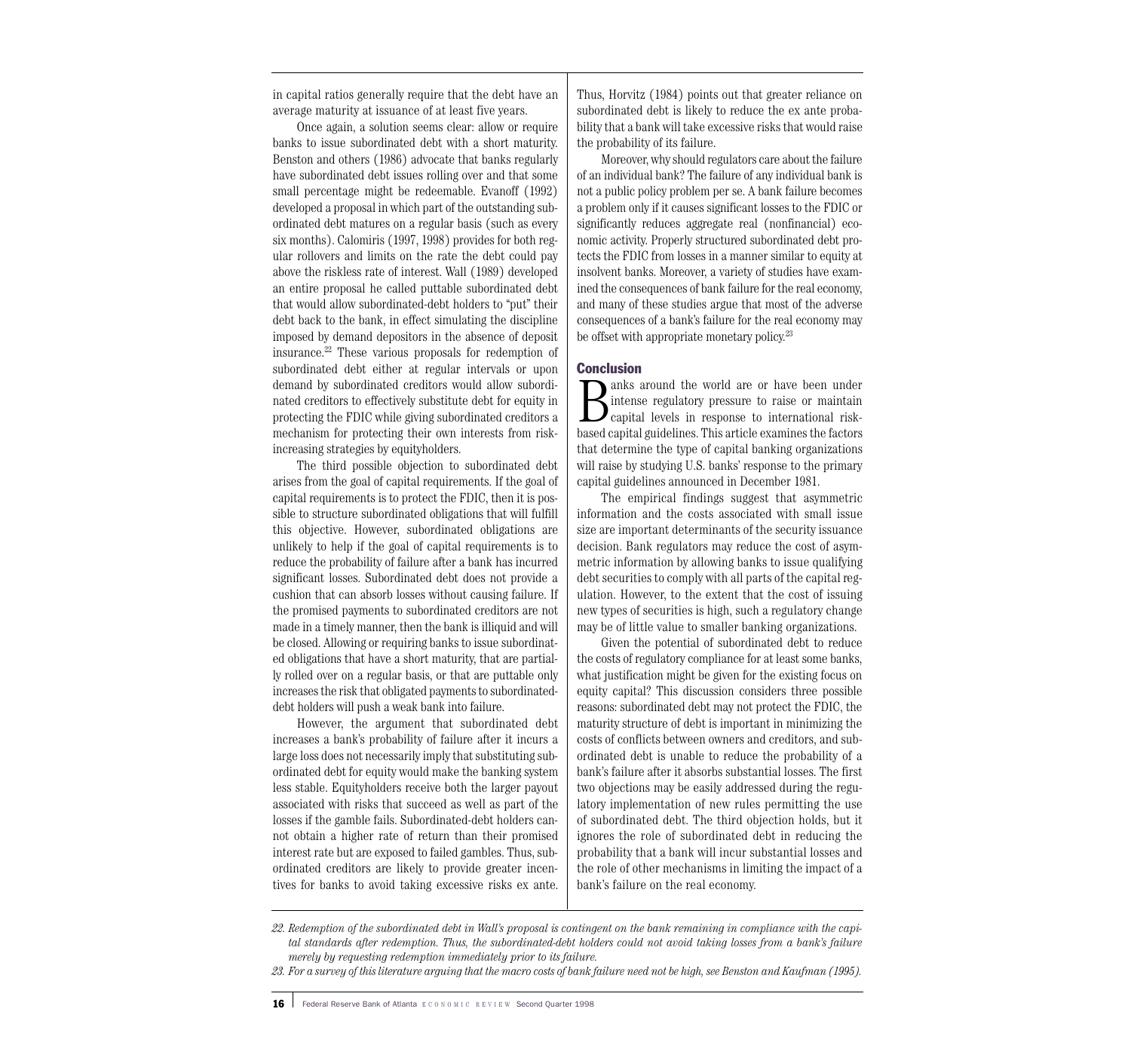in capital ratios generally require that the debt have an average maturity at issuance of at least five years.

Once again, a solution seems clear: allow or require banks to issue subordinated debt with a short maturity. Benston and others (1986) advocate that banks regularly have subordinated debt issues rolling over and that some small percentage might be redeemable. Evanoff (1992) developed a proposal in which part of the outstanding subordinated debt matures on a regular basis (such as every six months). Calomiris (1997, 1998) provides for both regular rollovers and limits on the rate the debt could pay above the riskless rate of interest. Wall (1989) developed an entire proposal he called puttable subordinated debt that would allow subordinated-debt holders to "put" their debt back to the bank, in effect simulating the discipline imposed by demand depositors in the absence of deposit insurance.[22] These various proposals for redemption of subordinated debt either at regular intervals or upon demand by subordinated creditors would allow subordinated creditors to effectively substitute debt for equity in protecting the FDIC while giving subordinated creditors a mechanism for protecting their own interests from risk-increasing strategies by equityholders.

The third possible objection to subordinated debt arises from the goal of capital requirements. If the goal of capital requirements is to protect the FDIC, then it is possible to structure subordinated obligations that will fulfill this objective. However, subordinated obligations are unlikely to help if the goal of capital requirements is to reduce the probability of failure after a bank has incurred significant losses. Subordinated debt does not provide a cushion that can absorb losses without causing failure. If the promised payments to subordinated creditors are not made in a timely manner, then the bank is illiquid and will be closed. Allowing or requiring banks to issue subordinated obligations that have a short maturity, that are partially rolled over on a regular basis, or that are puttable only increases the risk that obligated payments to subordinated-debt holders will push a weak bank into failure.

However, the argument that subordinated debt increases a bank's probability of failure after it incurs a large loss does not necessarily imply that substituting subordinated debt for equity would make the banking system less stable. Equityholders receive both the larger payout associated with risks that succeed as well as part of the losses if the gamble fails. Subordinated-debt holders cannot obtain a higher rate of return than their promised interest rate but are exposed to failed gambles. Thus, subordinated creditors are likely to provide greater incentives for banks to avoid taking excessive risks ex ante. Thus, Horvitz (1984) points out that greater reliance on subordinated debt is likely to reduce the ex ante probability that a bank will take excessive risks that would raise the probability of its failure.

Moreover, why should regulators care about the failure of an individual bank? The failure of any individual bank is not a public policy problem per se. A bank failure becomes a problem only if it causes significant losses to the FDIC or significantly reduces aggregate real (nonfinancial) economic activity. Properly structured subordinated debt protects the FDIC from losses in a manner similar to equity at insolvent banks. Moreover, a variety of studies have examined the consequences of bank failure for the real economy, and many of these studies argue that most of the adverse consequences of a bank's failure for the real economy may be offset with appropriate monetary policy.[23]

## Conclusion

Banks around the world are or have been under intense regulatory pressure to raise or maintain capital levels in response to international risk-based capital guidelines. This article examines the factors that determine the type of capital banking organizations will raise by studying U.S. banks' response to the primary capital guidelines announced in December 1981.

The empirical findings suggest that asymmetric information and the costs associated with small issue size are important determinants of the security issuance decision. Bank regulators may reduce the cost of asymmetric information by allowing banks to issue qualifying debt securities to comply with all parts of the capital regulation. However, to the extent that the cost of issuing new types of securities is high, such a regulatory change may be of little value to smaller banking organizations.

Given the potential of subordinated debt to reduce the costs of regulatory compliance for at least some banks, what justification might be given for the existing focus on equity capital? This discussion considers three possible reasons: subordinated debt may not protect the FDIC, the maturity structure of debt is important in minimizing the costs of conflicts between owners and creditors, and subordinated debt is unable to reduce the probability of a bank's failure after it absorbs substantial losses. The first two objections may be easily addressed during the regulatory implementation of new rules permitting the use of subordinated debt. The third objection holds, but it ignores the role of subordinated debt in reducing the probability that a bank will incur substantial losses and the role of other mechanisms in limiting the impact of a bank's failure on the real economy.

*22. Redemption of the subordinated debt in Wall's proposal is contingent on the bank remaining in compliance with the capital standards after redemption. Thus, the subordinated-debt holders could not avoid taking losses from a bank's failure merely by requesting redemption immediately prior to its failure.*

*23. For a survey of this literature arguing that the macro costs of bank failure need not be high, see Benston and Kaufman (1995).*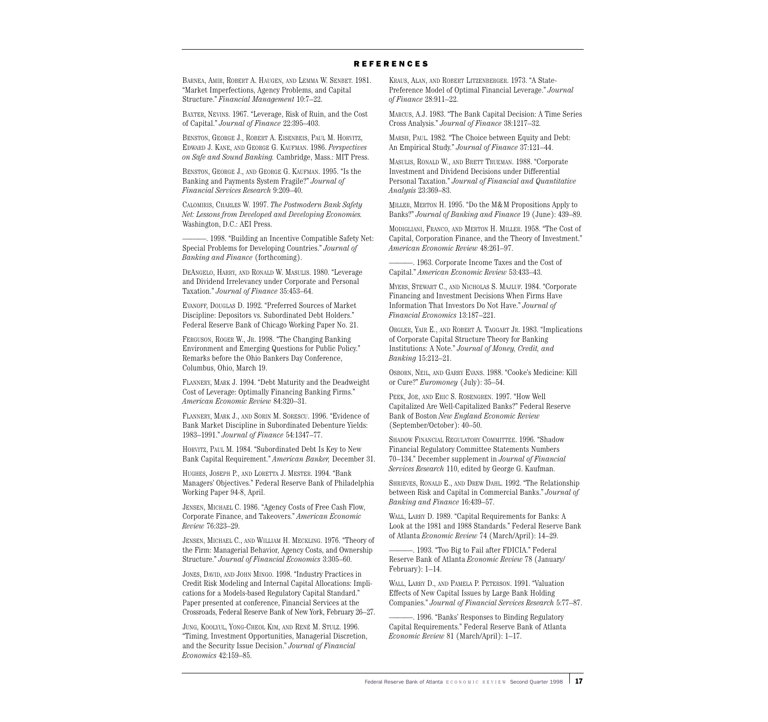## REFERENCES

Barnea, Amir, Robert A. Haugen, and Lemma W. Senbet. 1981. "Market Imperfections, Agency Problems, and Capital Structure." *Financial Management* 10:7–22.

Baxter, Nevins. 1967. "Leverage, Risk of Ruin, and the Cost of Capital." *Journal of Finance* 22:395–403.

Benston, George J., Robert A. Eisenbeis, Paul M. Horvitz, Edward J. Kane, and George G. Kaufman. 1986. *Perspectives on Safe and Sound Banking.* Cambridge, Mass.: MIT Press.

Benston, George J., and George G. Kaufman. 1995. "Is the Banking and Payments System Fragile?" *Journal of Financial Services Research* 9:209–40.

Calomiris, Charles W. 1997. *The Postmodern Bank Safety Net: Lessons from Developed and Developing Economies.* Washington, D.C.: AEI Press.

———. 1998. "Building an Incentive Compatible Safety Net: Special Problems for Developing Countries." *Journal of Banking and Finance* (forthcoming).

DeAngelo, Harry, and Ronald W. Masulis. 1980. "Leverage and Dividend Irrelevancy under Corporate and Personal Taxation." *Journal of Finance* 35:453–64.

Evanoff, Douglas D. 1992. "Preferred Sources of Market Discipline: Depositors vs. Subordinated Debt Holders." Federal Reserve Bank of Chicago Working Paper No. 21.

Ferguson, Roger W., Jr. 1998. "The Changing Banking Environment and Emerging Questions for Public Policy." Remarks before the Ohio Bankers Day Conference, Columbus, Ohio, March 19.

Flannery, Mark J. 1994. "Debt Maturity and the Deadweight Cost of Leverage: Optimally Financing Banking Firms." *American Economic Review* 84:320–31.

Flannery, Mark J., and Sorin M. Sorescu. 1996. "Evidence of Bank Market Discipline in Subordinated Debenture Yields: 1983–1991." *Journal of Finance* 54:1347–77.

Horvitz, Paul M. 1984. "Subordinated Debt Is Key to New Bank Capital Requirement." *American Banker,* December 31.

Hughes, Joseph P., and Loretta J. Mester. 1994. "Bank Managers' Objectives." Federal Reserve Bank of Philadelphia Working Paper 94-8, April.

Jensen, Michael C. 1986. "Agency Costs of Free Cash Flow, Corporate Finance, and Takeovers." *American Economic Review* 76:323–29.

Jensen, Michael C., and William H. Meckling. 1976. "Theory of the Firm: Managerial Behavior, Agency Costs, and Ownership Structure." *Journal of Financial Economics* 3:305–60.

Jones, David, and John Mingo. 1998. "Industry Practices in Credit Risk Modeling and Internal Capital Allocations: Implications for a Models-based Regulatory Capital Standard." Paper presented at conference, Financial Services at the Crossroads, Federal Reserve Bank of New York, February 26–27.

Jung, Koolyul, Yong-Cheol Kim, and René M. Stulz. 1996. "Timing, Investment Opportunities, Managerial Discretion, and the Security Issue Decision." *Journal of Financial Economics* 42:159–85.

Kraus, Alan, and Robert Litzenberger. 1973. "A State-Preference Model of Optimal Financial Leverage." *Journal of Finance* 28:911–22.

Marcus, A.J. 1983. "The Bank Capital Decision: A Time Series Cross Analysis." *Journal of Finance* 38:1217–32.

Marsh, Paul. 1982. "The Choice between Equity and Debt: An Empirical Study." *Journal of Finance* 37:121–44.

Masulis, Ronald W., and Brett Trueman. 1988. "Corporate Investment and Dividend Decisions under Differential Personal Taxation." *Journal of Financial and Quantitative Analysis* 23:369–83.

Miller, Merton H. 1995. "Do the M&M Propositions Apply to Banks?" *Journal of Banking and Finance* 19 (June): 439–89.

Modigliani, Franco, and Merton H. Miller. 1958. "The Cost of Capital, Corporation Finance, and the Theory of Investment." *American Economic Review* 48:261–97.

———. 1963. Corporate Income Taxes and the Cost of Capital." *American Economic Review* 53:433–43.

Myers, Stewart C., and Nicholas S. Majluf. 1984. "Corporate Financing and Investment Decisions When Firms Have Information That Investors Do Not Have." *Journal of Financial Economics* 13:187–221.

Orgler, Yair E., and Robert A. Taggart Jr. 1983. "Implications of Corporate Capital Structure Theory for Banking Institutions: A Note." *Journal of Money, Credit, and Banking* 15:212–21.

Osborn, Neil, and Garry Evans. 1988. "Cooke's Medicine: Kill or Cure?" *Euromoney* (July): 35–54.

Peek, Joe, and Eric S. Rosengren. 1997. "How Well Capitalized Are Well-Capitalized Banks?" Federal Reserve Bank of Boston *New England Economic Review* (September/October): 40–50.

Shadow Financial Regulatory Committee. 1996. "Shadow Financial Regulatory Committee Statements Numbers 70–134." December supplement in *Journal of Financial Services Research* 110, edited by George G. Kaufman.

Shrieves, Ronald E., and Drew Dahl. 1992. "The Relationship between Risk and Capital in Commercial Banks." *Journal of Banking and Finance* 16:439–57.

Wall, Larry D. 1989. "Capital Requirements for Banks: A Look at the 1981 and 1988 Standards." Federal Reserve Bank of Atlanta *Economic Review* 74 (March/April): 14–29.

———. 1993. "Too Big to Fail after FDICIA." Federal Reserve Bank of Atlanta *Economic Review* 78 (January/February): 1–14.

Wall, Larry D., and Pamela P. Peterson. 1991. "Valuation Effects of New Capital Issues by Large Bank Holding Companies." *Journal of Financial Services Research* 5:77–87.

———. 1996. "Banks' Responses to Binding Regulatory Capital Requirements." Federal Reserve Bank of Atlanta *Economic Review* 81 (March/April): 1–17.